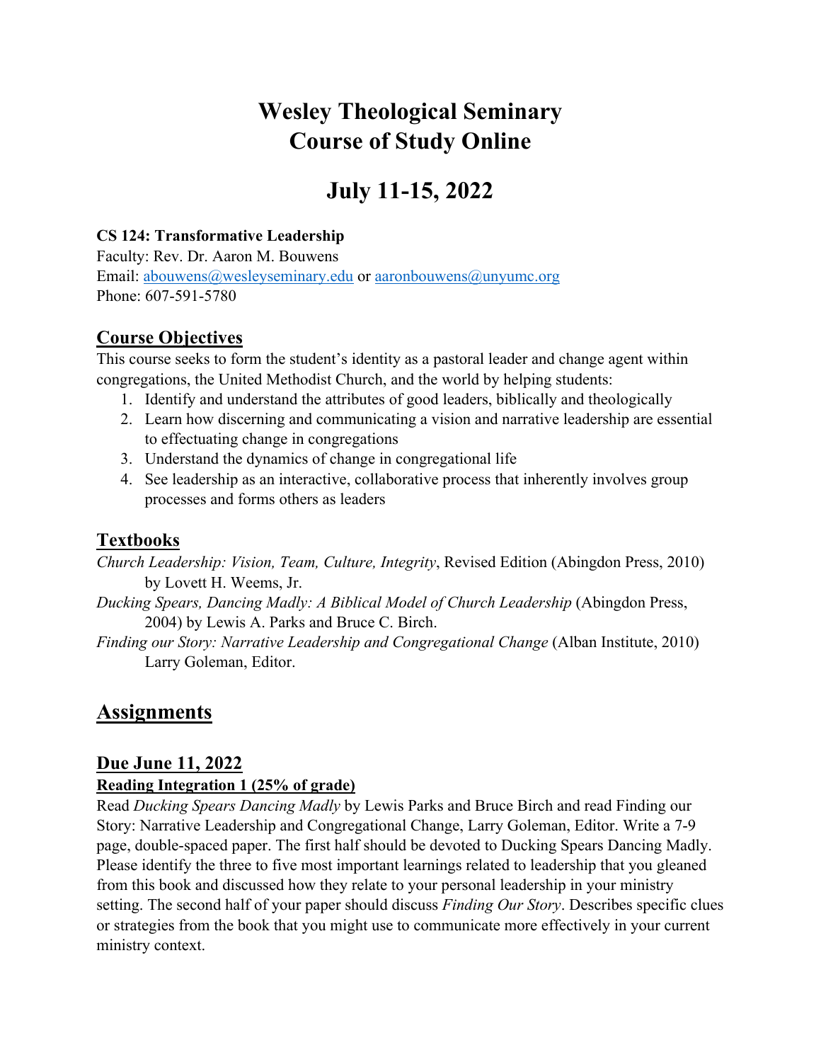# Wesley Theological Seminary
# Course of Study Online

# July 11-15, 2022

**CS 124: Transformative Leadership**
Faculty: Rev. Dr. Aaron M. Bouwens
Email: abouwens@wesleyseminary.edu or aaronbouwens@unyumc.org
Phone: 607-591-5780

## Course Objectives

This course seeks to form the student's identity as a pastoral leader and change agent within congregations, the United Methodist Church, and the world by helping students:

1. Identify and understand the attributes of good leaders, biblically and theologically
2. Learn how discerning and communicating a vision and narrative leadership are essential to effectuating change in congregations
3. Understand the dynamics of change in congregational life
4. See leadership as an interactive, collaborative process that inherently involves group processes and forms others as leaders

## Textbooks

*Church Leadership: Vision, Team, Culture, Integrity*, Revised Edition (Abingdon Press, 2010) by Lovett H. Weems, Jr.

*Ducking Spears, Dancing Madly: A Biblical Model of Church Leadership* (Abingdon Press, 2004) by Lewis A. Parks and Bruce C. Birch.

*Finding our Story: Narrative Leadership and Congregational Change* (Alban Institute, 2010) Larry Goleman, Editor.

# Assignments

## Due June 11, 2022

**Reading Integration 1 (25% of grade)**

Read *Ducking Spears Dancing Madly* by Lewis Parks and Bruce Birch and read Finding our Story: Narrative Leadership and Congregational Change, Larry Goleman, Editor. Write a 7-9 page, double-spaced paper. The first half should be devoted to Ducking Spears Dancing Madly. Please identify the three to five most important learnings related to leadership that you gleaned from this book and discussed how they relate to your personal leadership in your ministry setting. The second half of your paper should discuss *Finding Our Story*. Describes specific clues or strategies from the book that you might use to communicate more effectively in your current ministry context.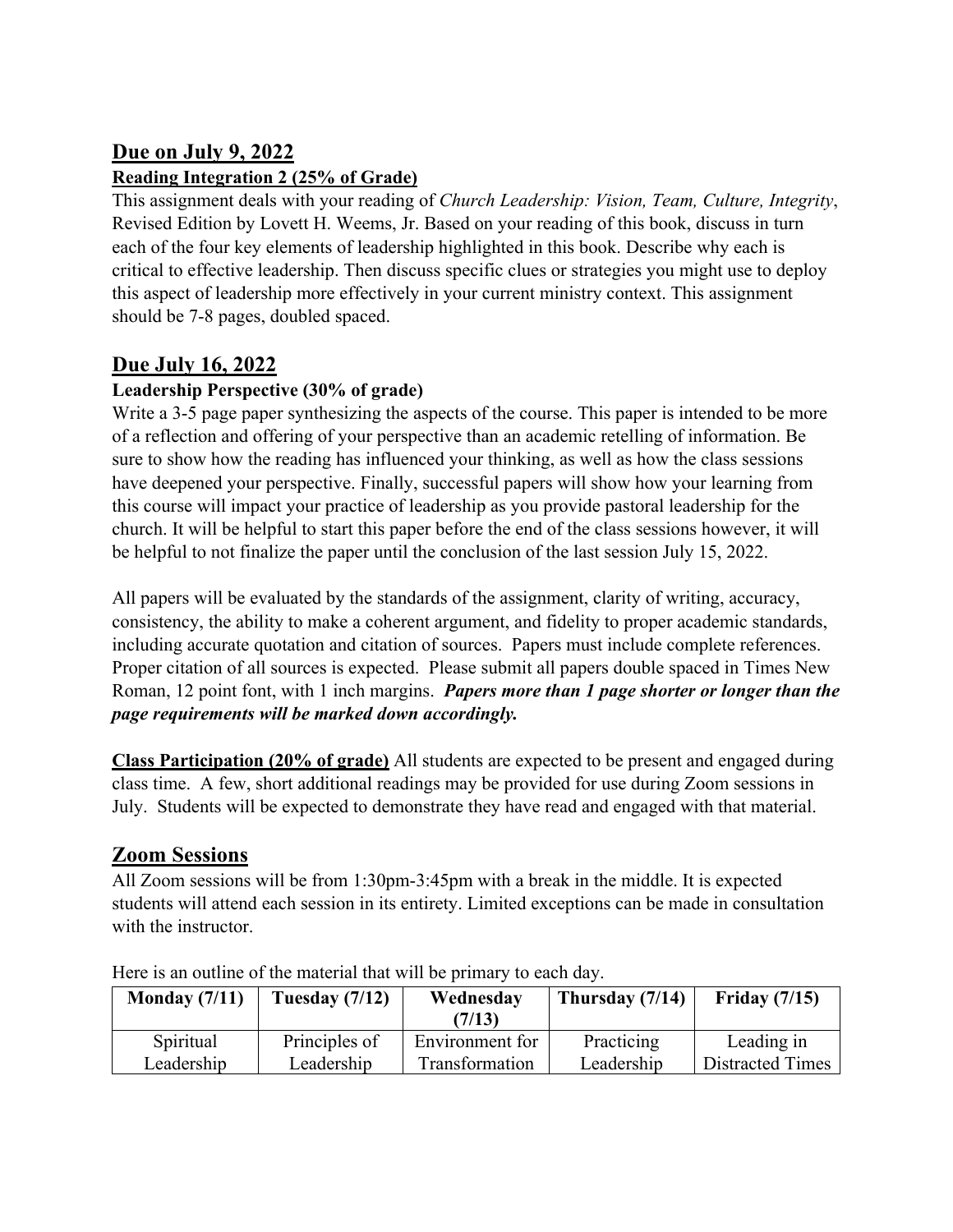## Due on July 9, 2022

### Reading Integration 2 (25% of Grade)

This assignment deals with your reading of *Church Leadership: Vision, Team, Culture, Integrity*, Revised Edition by Lovett H. Weems, Jr. Based on your reading of this book, discuss in turn each of the four key elements of leadership highlighted in this book. Describe why each is critical to effective leadership. Then discuss specific clues or strategies you might use to deploy this aspect of leadership more effectively in your current ministry context. This assignment should be 7-8 pages, doubled spaced.

## Due July 16, 2022

### Leadership Perspective (30% of grade)

Write a 3-5 page paper synthesizing the aspects of the course. This paper is intended to be more of a reflection and offering of your perspective than an academic retelling of information. Be sure to show how the reading has influenced your thinking, as well as how the class sessions have deepened your perspective. Finally, successful papers will show how your learning from this course will impact your practice of leadership as you provide pastoral leadership for the church. It will be helpful to start this paper before the end of the class sessions however, it will be helpful to not finalize the paper until the conclusion of the last session July 15, 2022.

All papers will be evaluated by the standards of the assignment, clarity of writing, accuracy, consistency, the ability to make a coherent argument, and fidelity to proper academic standards, including accurate quotation and citation of sources. Papers must include complete references. Proper citation of all sources is expected. Please submit all papers double spaced in Times New Roman, 12 point font, with 1 inch margins. ***Papers more than 1 page shorter or longer than the page requirements will be marked down accordingly.***

**Class Participation (20% of grade)** All students are expected to be present and engaged during class time. A few, short additional readings may be provided for use during Zoom sessions in July. Students will be expected to demonstrate they have read and engaged with that material.

## Zoom Sessions

All Zoom sessions will be from 1:30pm-3:45pm with a break in the middle. It is expected students will attend each session in its entirety. Limited exceptions can be made in consultation with the instructor.

Here is an outline of the material that will be primary to each day.

| Monday (7/11) | Tuesday (7/12) | Wednesday (7/13) | Thursday (7/14) | Friday (7/15) |
|---|---|---|---|---|
| Spiritual Leadership | Principles of Leadership | Environment for Transformation | Practicing Leadership | Leading in Distracted Times |